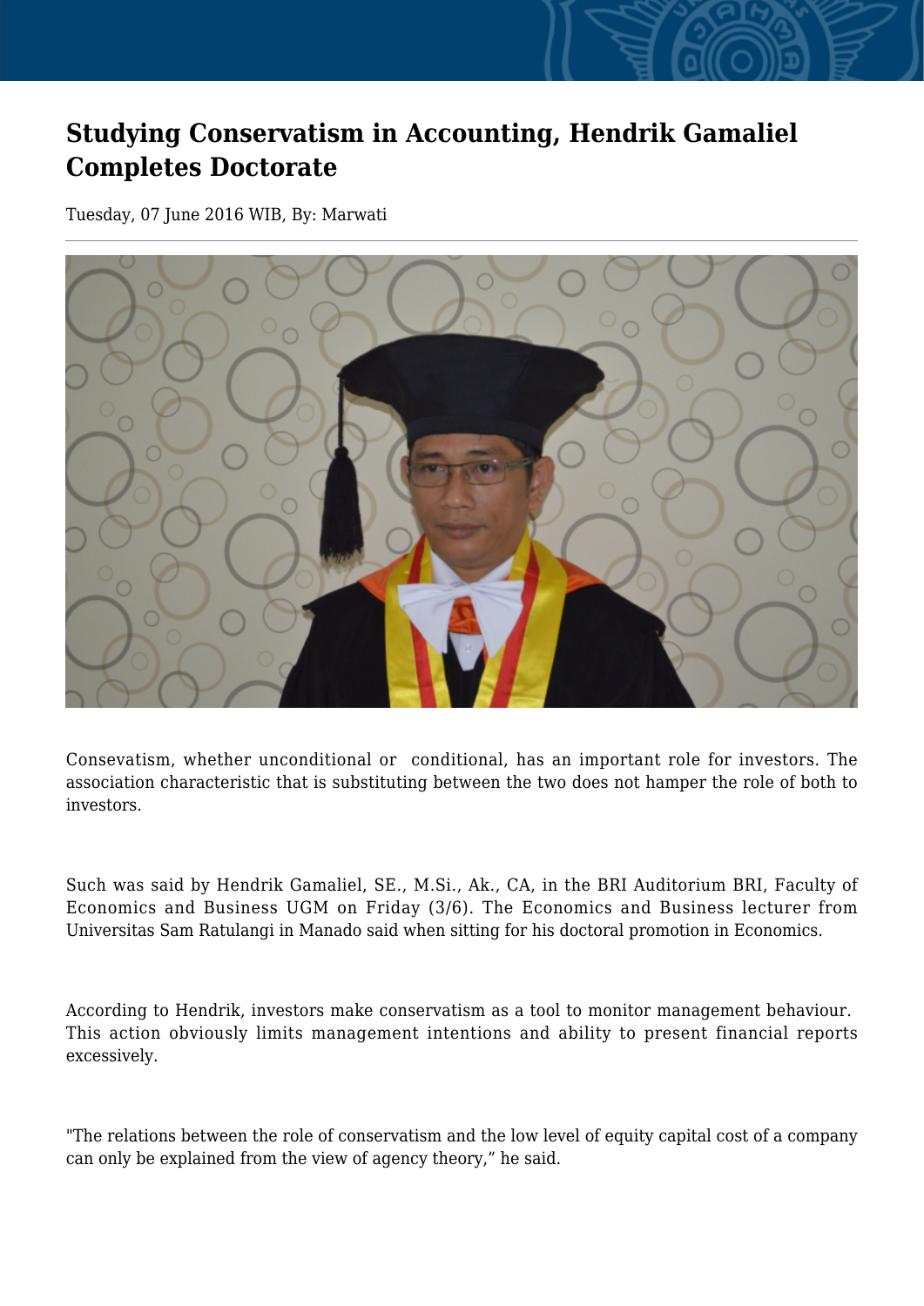# Studying Conservatism in Accounting, Hendrik Gamaliel Completes Doctorate

Tuesday, 07 June 2016 WIB, By: Marwati

Consevatism, whether unconditional or conditional, has an important role for investors. The association characteristic that is substituting between the two does not hamper the role of both to investors.

Such was said by Hendrik Gamaliel, SE., M.Si., Ak., CA, in the BRI Auditorium BRI, Faculty of Economics and Business UGM on Friday (3/6). The Economics and Business lecturer from Universitas Sam Ratulangi in Manado said when sitting for his doctoral promotion in Economics.

According to Hendrik, investors make conservatism as a tool to monitor management behaviour. This action obviously limits management intentions and ability to present financial reports excessively.

"The relations between the role of conservatism and the low level of equity capital cost of a company can only be explained from the view of agency theory," he said.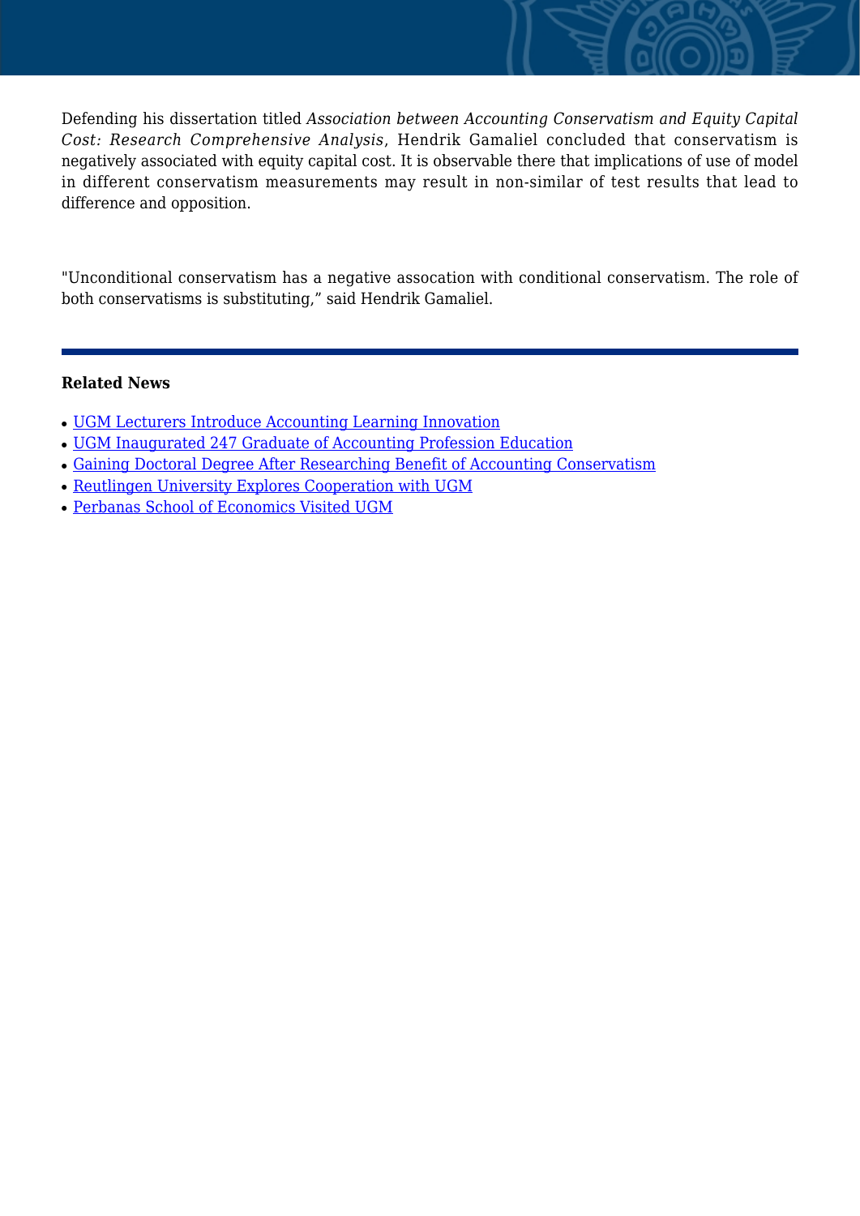Defending his dissertation titled *Association between Accounting Conservatism and Equity Capital Cost: Research Comprehensive Analysis*, Hendrik Gamaliel concluded that conservatism is negatively associated with equity capital cost. It is observable there that implications of use of model in different conservatism measurements may result in non-similar of test results that lead to difference and opposition.

"Unconditional conservatism has a negative assocation with conditional conservatism. The role of both conservatisms is substituting," said Hendrik Gamaliel.

---

**Related News**

- UGM Lecturers Introduce Accounting Learning Innovation
- UGM Inaugurated 247 Graduate of Accounting Profession Education
- Gaining Doctoral Degree After Researching Benefit of Accounting Conservatism
- Reutlingen University Explores Cooperation with UGM
- Perbanas School of Economics Visited UGM